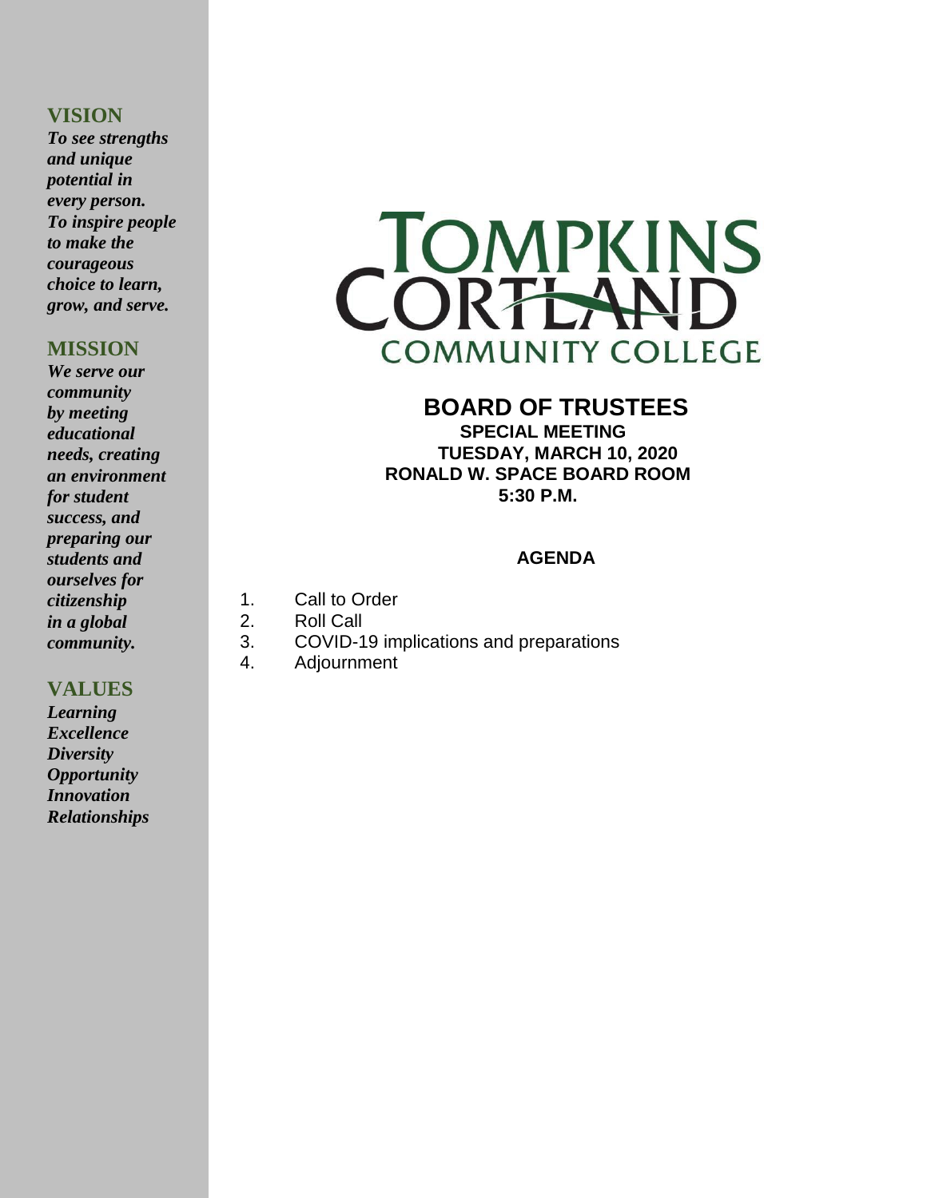## VISION

***To see strengths and unique potential in every person. To inspire people to make the courageous choice to learn, grow, and serve.***

## MISSION

***We serve our community by meeting educational needs, creating an environment for student success, and preparing our students and ourselves for citizenship in a global community.***

## VALUES

***Learning***
***Excellence***
***Diversity***
***Opportunity***
***Innovation***
***Relationships***

TOMPKINS CORTLAND COMMUNITY COLLEGE

# BOARD OF TRUSTEES

**SPECIAL MEETING**
**TUESDAY, MARCH 10, 2020**
**RONALD W. SPACE BOARD ROOM**
**5:30 P.M.**

## AGENDA

1. Call to Order
2. Roll Call
3. COVID-19 implications and preparations
4. Adjournment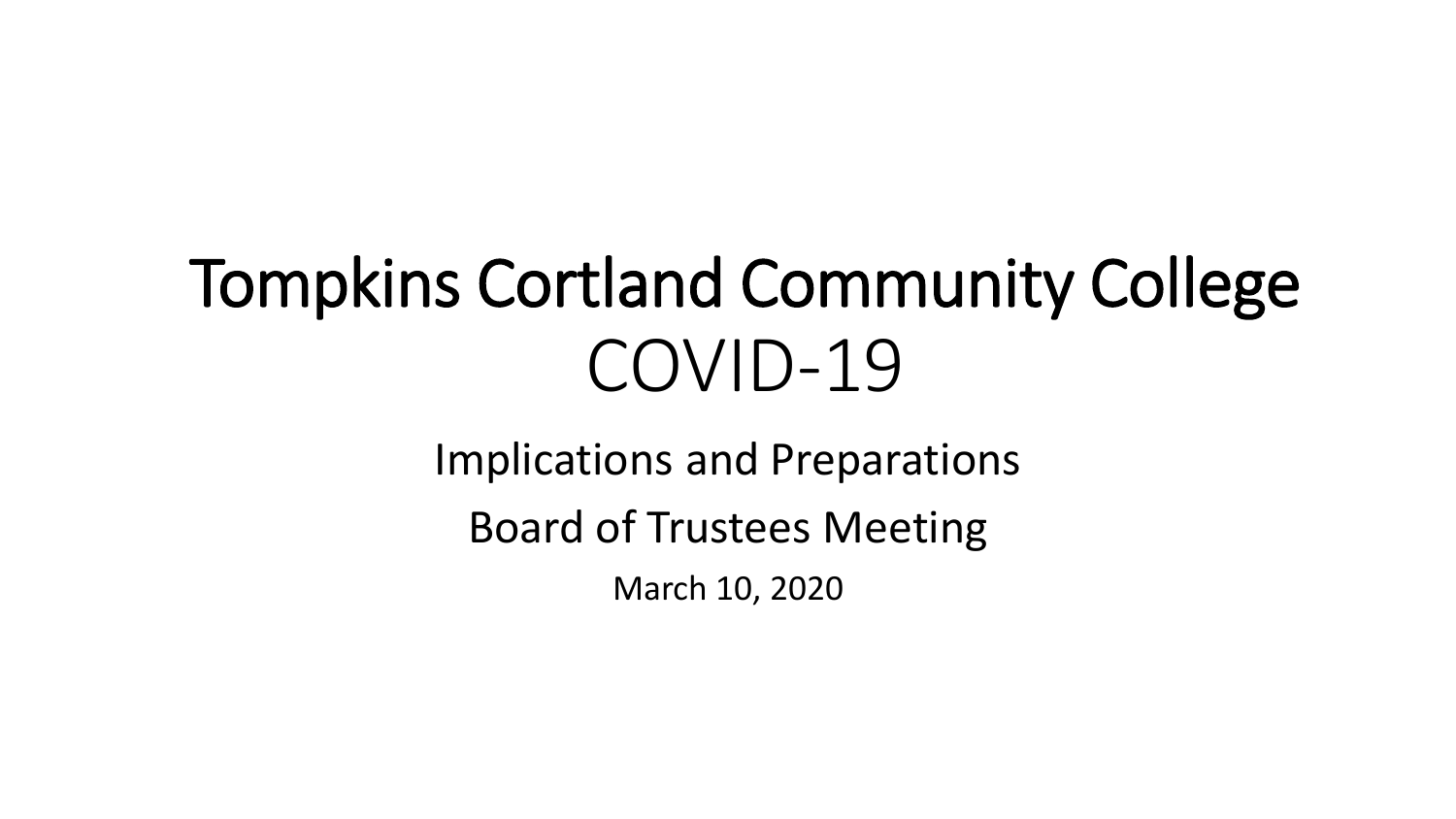# Tompkins Cortland Community College
# COVID-19

Implications and Preparations

Board of Trustees Meeting

March 10, 2020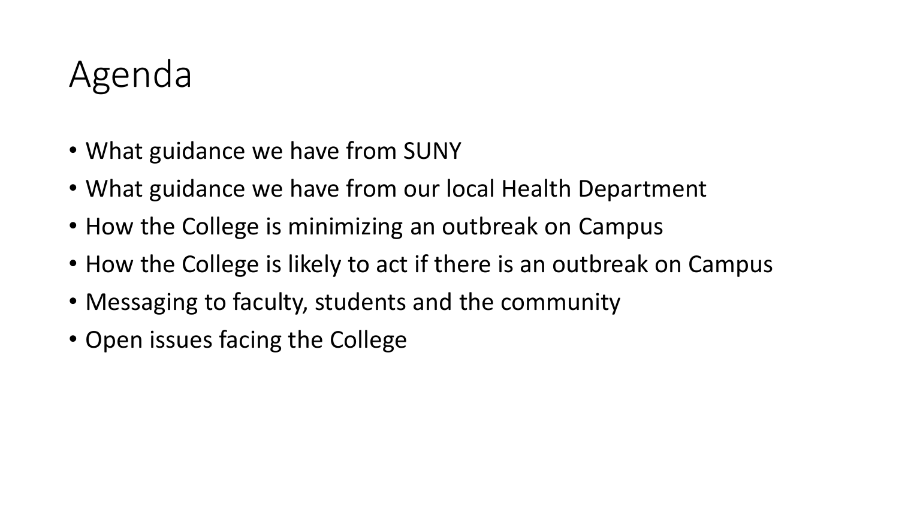# Agenda

- What guidance we have from SUNY
- What guidance we have from our local Health Department
- How the College is minimizing an outbreak on Campus
- How the College is likely to act if there is an outbreak on Campus
- Messaging to faculty, students and the community
- Open issues facing the College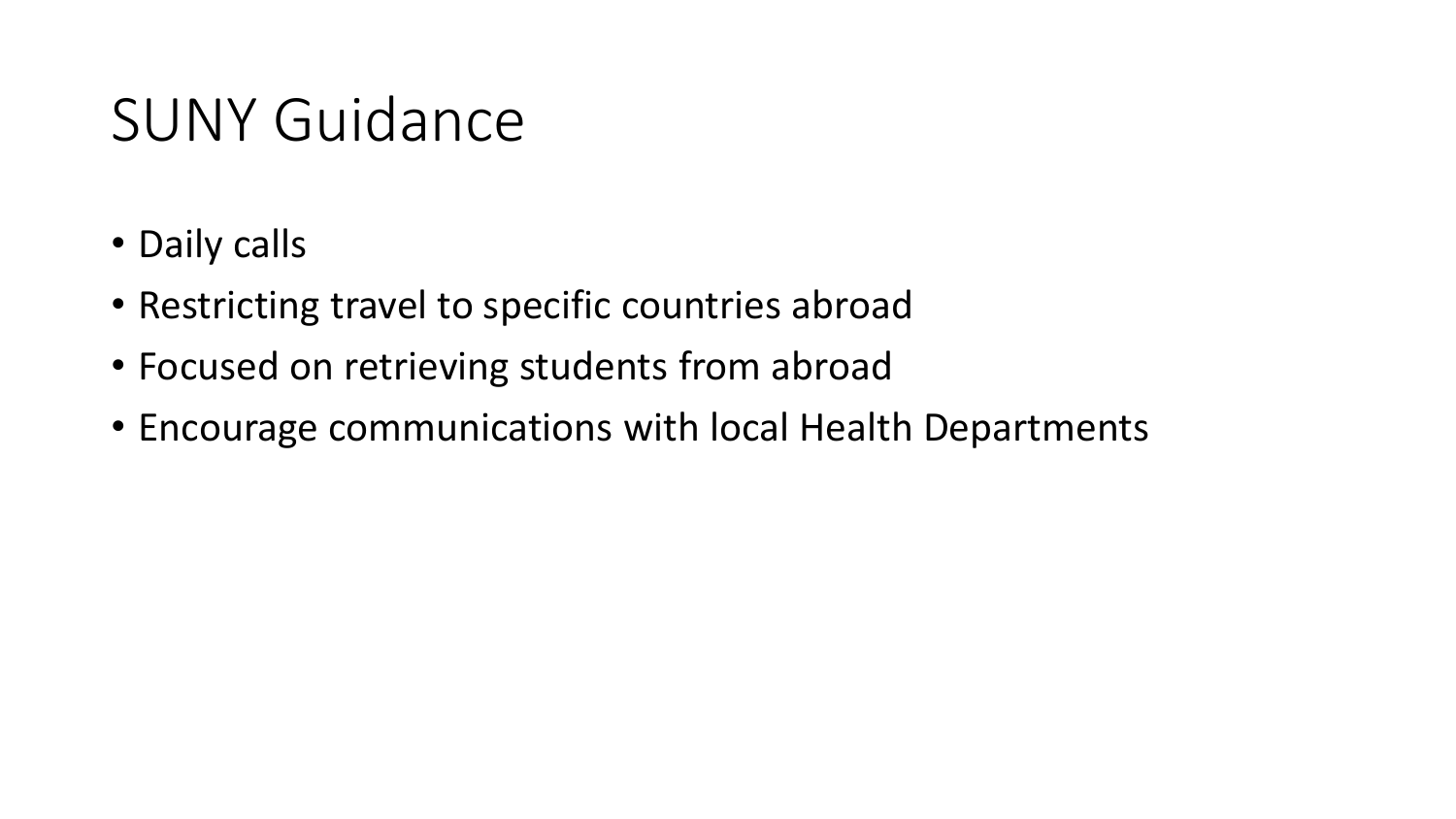# SUNY Guidance

- Daily calls
- Restricting travel to specific countries abroad
- Focused on retrieving students from abroad
- Encourage communications with local Health Departments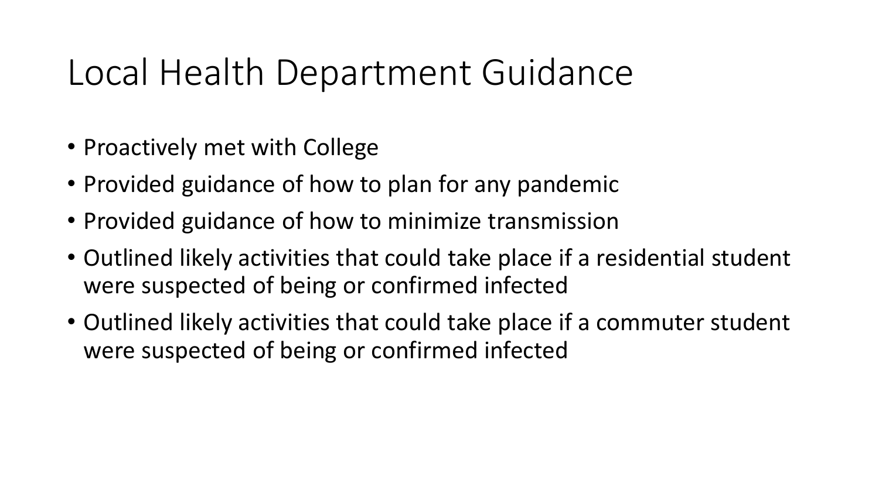# Local Health Department Guidance

- Proactively met with College
- Provided guidance of how to plan for any pandemic
- Provided guidance of how to minimize transmission
- Outlined likely activities that could take place if a residential student were suspected of being or confirmed infected
- Outlined likely activities that could take place if a commuter student were suspected of being or confirmed infected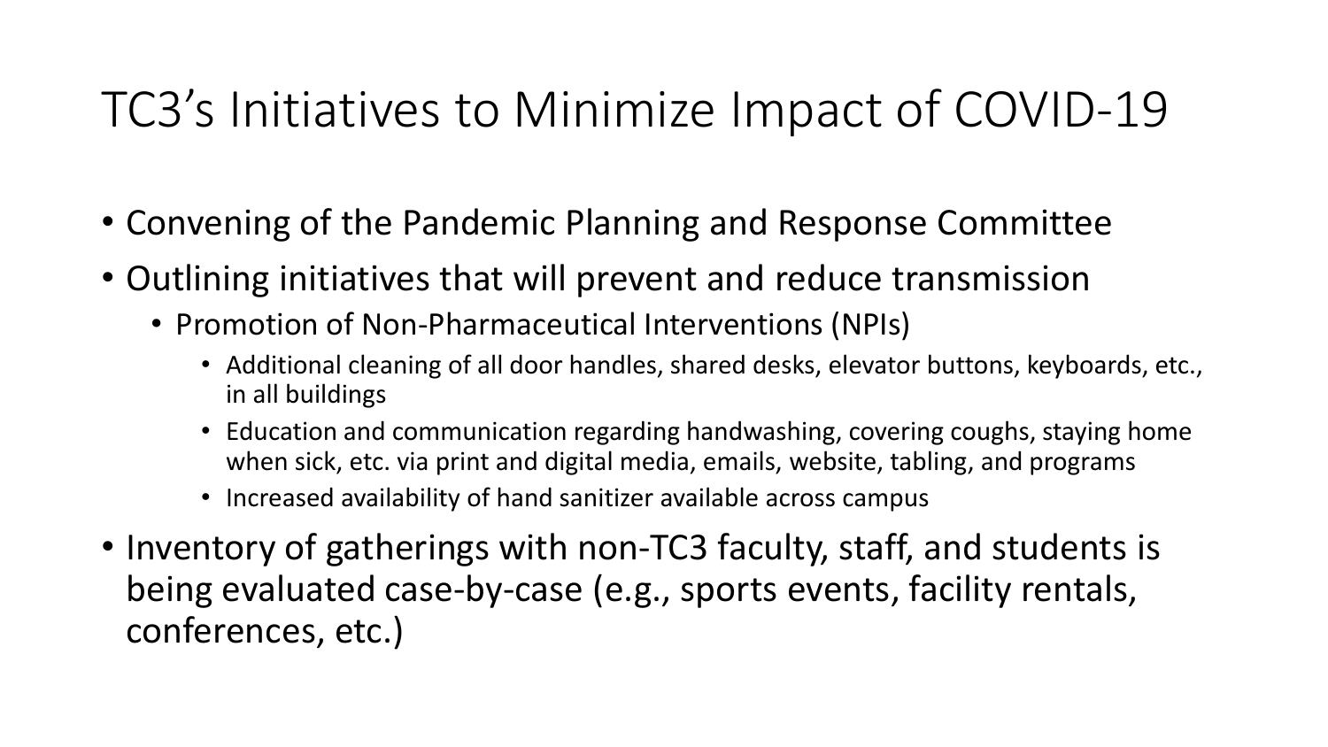# TC3's Initiatives to Minimize Impact of COVID-19

- Convening of the Pandemic Planning and Response Committee
- Outlining initiatives that will prevent and reduce transmission
  - Promotion of Non-Pharmaceutical Interventions (NPIs)
    - Additional cleaning of all door handles, shared desks, elevator buttons, keyboards, etc., in all buildings
    - Education and communication regarding handwashing, covering coughs, staying home when sick, etc. via print and digital media, emails, website, tabling, and programs
    - Increased availability of hand sanitizer available across campus
- Inventory of gatherings with non-TC3 faculty, staff, and students is being evaluated case-by-case (e.g., sports events, facility rentals, conferences, etc.)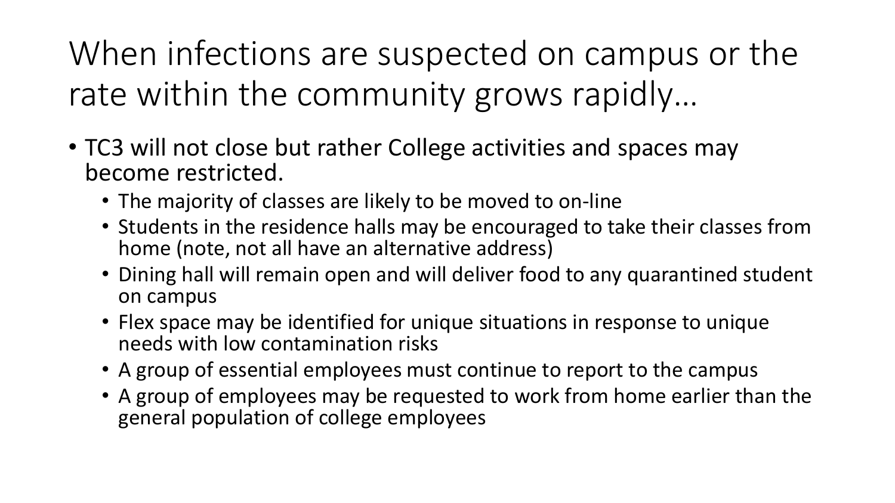# When infections are suspected on campus or the rate within the community grows rapidly…

- TC3 will not close but rather College activities and spaces may become restricted.
  - The majority of classes are likely to be moved to on-line
  - Students in the residence halls may be encouraged to take their classes from home (note, not all have an alternative address)
  - Dining hall will remain open and will deliver food to any quarantined student on campus
  - Flex space may be identified for unique situations in response to unique needs with low contamination risks
  - A group of essential employees must continue to report to the campus
  - A group of employees may be requested to work from home earlier than the general population of college employees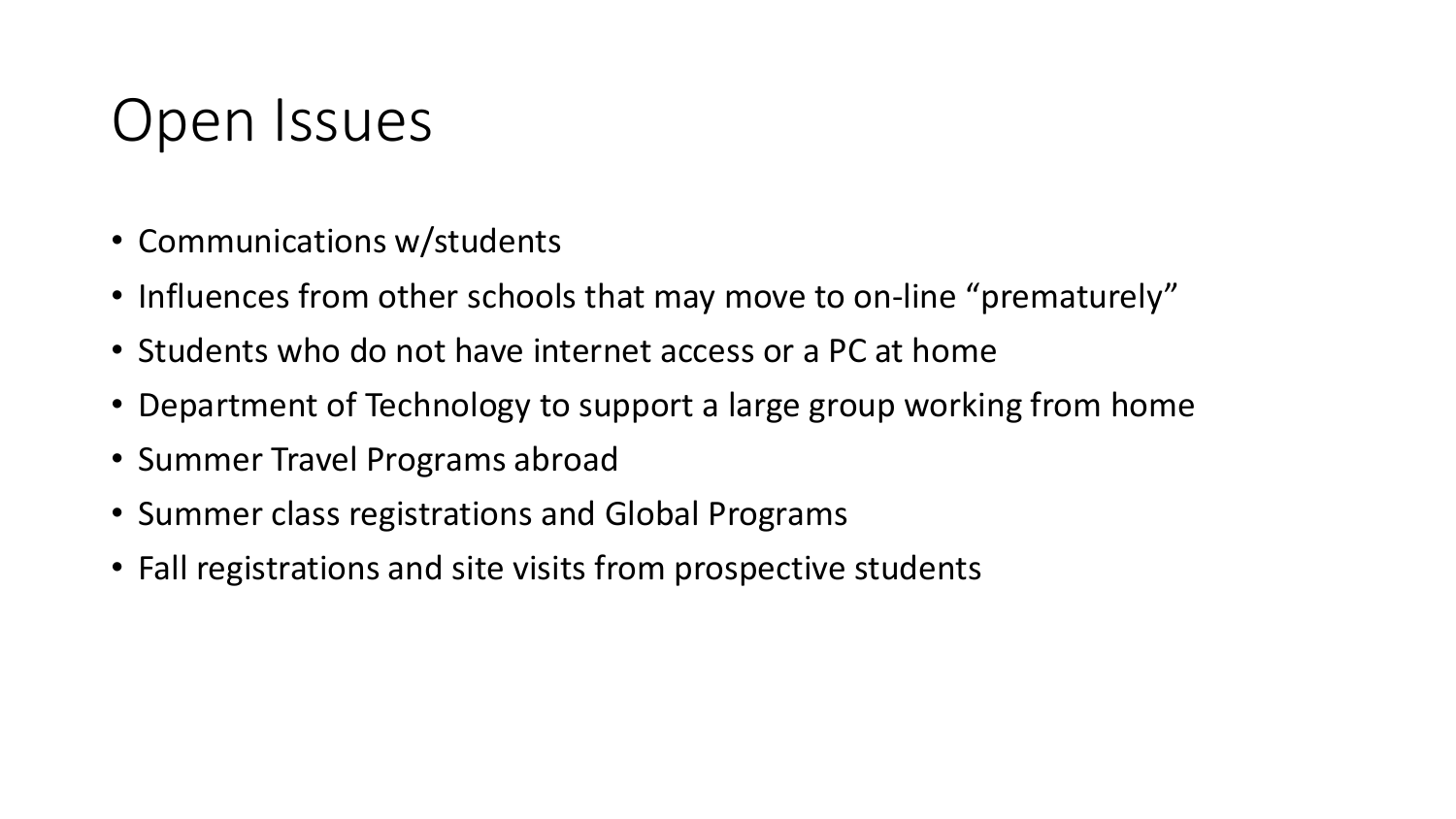# Open Issues

- Communications w/students
- Influences from other schools that may move to on-line "prematurely"
- Students who do not have internet access or a PC at home
- Department of Technology to support a large group working from home
- Summer Travel Programs abroad
- Summer class registrations and Global Programs
- Fall registrations and site visits from prospective students